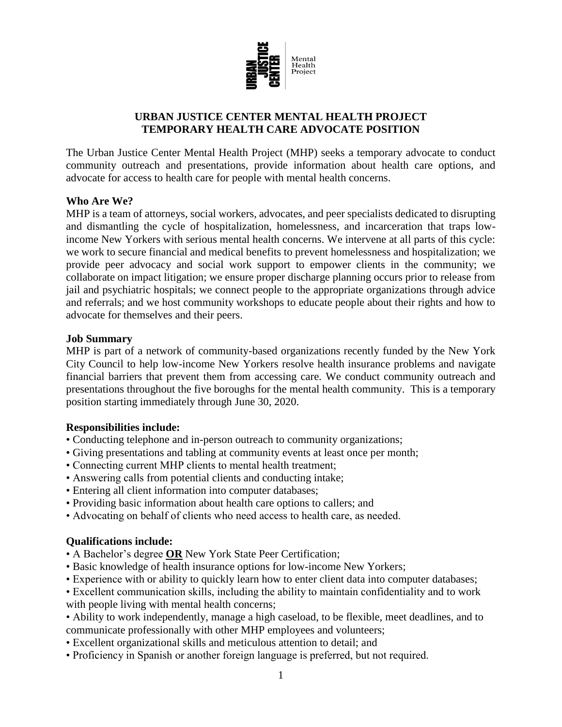# URBAN JUSTICE CENTER MENTAL HEALTH PROJECT
# TEMPORARY HEALTH CARE ADVOCATE POSITION

The Urban Justice Center Mental Health Project (MHP) seeks a temporary advocate to conduct community outreach and presentations, provide information about health care options, and advocate for access to health care for people with mental health concerns.

**Who Are We?**

MHP is a team of attorneys, social workers, advocates, and peer specialists dedicated to disrupting and dismantling the cycle of hospitalization, homelessness, and incarceration that traps low-income New Yorkers with serious mental health concerns. We intervene at all parts of this cycle: we work to secure financial and medical benefits to prevent homelessness and hospitalization; we provide peer advocacy and social work support to empower clients in the community; we collaborate on impact litigation; we ensure proper discharge planning occurs prior to release from jail and psychiatric hospitals; we connect people to the appropriate organizations through advice and referrals; and we host community workshops to educate people about their rights and how to advocate for themselves and their peers.

**Job Summary**

MHP is part of a network of community-based organizations recently funded by the New York City Council to help low-income New Yorkers resolve health insurance problems and navigate financial barriers that prevent them from accessing care. We conduct community outreach and presentations throughout the five boroughs for the mental health community. This is a temporary position starting immediately through June 30, 2020.

**Responsibilities include:**

- Conducting telephone and in-person outreach to community organizations;
- Giving presentations and tabling at community events at least once per month;
- Connecting current MHP clients to mental health treatment;
- Answering calls from potential clients and conducting intake;
- Entering all client information into computer databases;
- Providing basic information about health care options to callers; and
- Advocating on behalf of clients who need access to health care, as needed.

**Qualifications include:**

- A Bachelor's degree **OR** New York State Peer Certification;
- Basic knowledge of health insurance options for low-income New Yorkers;
- Experience with or ability to quickly learn how to enter client data into computer databases;
- Excellent communication skills, including the ability to maintain confidentiality and to work with people living with mental health concerns;
- Ability to work independently, manage a high caseload, to be flexible, meet deadlines, and to communicate professionally with other MHP employees and volunteers;
- Excellent organizational skills and meticulous attention to detail; and
- Proficiency in Spanish or another foreign language is preferred, but not required.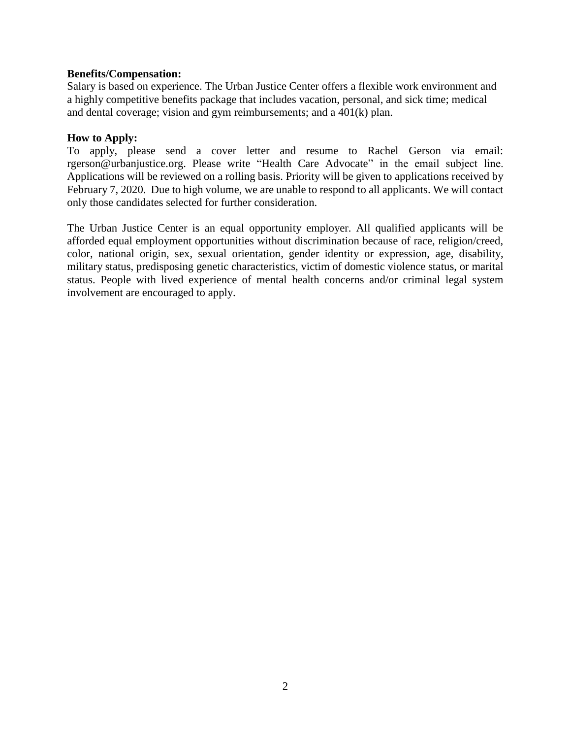**Benefits/Compensation:**
Salary is based on experience. The Urban Justice Center offers a flexible work environment and a highly competitive benefits package that includes vacation, personal, and sick time; medical and dental coverage; vision and gym reimbursements; and a 401(k) plan.

**How to Apply:**
To apply, please send a cover letter and resume to Rachel Gerson via email: rgerson@urbanjustice.org. Please write "Health Care Advocate" in the email subject line. Applications will be reviewed on a rolling basis. Priority will be given to applications received by February 7, 2020. Due to high volume, we are unable to respond to all applicants. We will contact only those candidates selected for further consideration.

The Urban Justice Center is an equal opportunity employer. All qualified applicants will be afforded equal employment opportunities without discrimination because of race, religion/creed, color, national origin, sex, sexual orientation, gender identity or expression, age, disability, military status, predisposing genetic characteristics, victim of domestic violence status, or marital status. People with lived experience of mental health concerns and/or criminal legal system involvement are encouraged to apply.